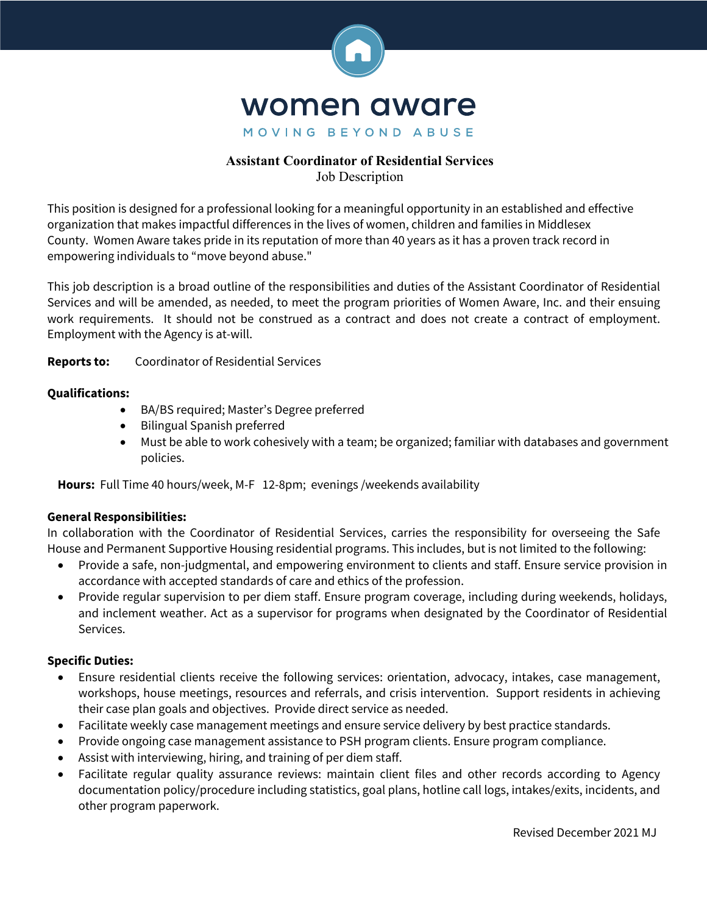# women aware

MOVING BEYOND ABUSE

## Assistant Coordinator of Residential Services

Job Description

This position is designed for a professional looking for a meaningful opportunity in an established and effective organization that makes impactful differences in the lives of women, children and families in Middlesex County. Women Aware takes pride in its reputation of more than 40 years as it has a proven track record in empowering individuals to "move beyond abuse."

This job description is a broad outline of the responsibilities and duties of the Assistant Coordinator of Residential Services and will be amended, as needed, to meet the program priorities of Women Aware, Inc. and their ensuing work requirements. It should not be construed as a contract and does not create a contract of employment. Employment with the Agency is at-will.

**Reports to:** Coordinator of Residential Services

**Qualifications:**

- BA/BS required; Master's Degree preferred
- Bilingual Spanish preferred
- Must be able to work cohesively with a team; be organized; familiar with databases and government policies.

**Hours:** Full Time 40 hours/week, M-F 12-8pm; evenings /weekends availability

**General Responsibilities:**

In collaboration with the Coordinator of Residential Services, carries the responsibility for overseeing the Safe House and Permanent Supportive Housing residential programs. This includes, but is not limited to the following:

- Provide a safe, non-judgmental, and empowering environment to clients and staff. Ensure service provision in accordance with accepted standards of care and ethics of the profession.
- Provide regular supervision to per diem staff. Ensure program coverage, including during weekends, holidays, and inclement weather. Act as a supervisor for programs when designated by the Coordinator of Residential Services.

**Specific Duties:**

- Ensure residential clients receive the following services: orientation, advocacy, intakes, case management, workshops, house meetings, resources and referrals, and crisis intervention. Support residents in achieving their case plan goals and objectives. Provide direct service as needed.
- Facilitate weekly case management meetings and ensure service delivery by best practice standards.
- Provide ongoing case management assistance to PSH program clients. Ensure program compliance.
- Assist with interviewing, hiring, and training of per diem staff.
- Facilitate regular quality assurance reviews: maintain client files and other records according to Agency documentation policy/procedure including statistics, goal plans, hotline call logs, intakes/exits, incidents, and other program paperwork.

Revised December 2021 MJ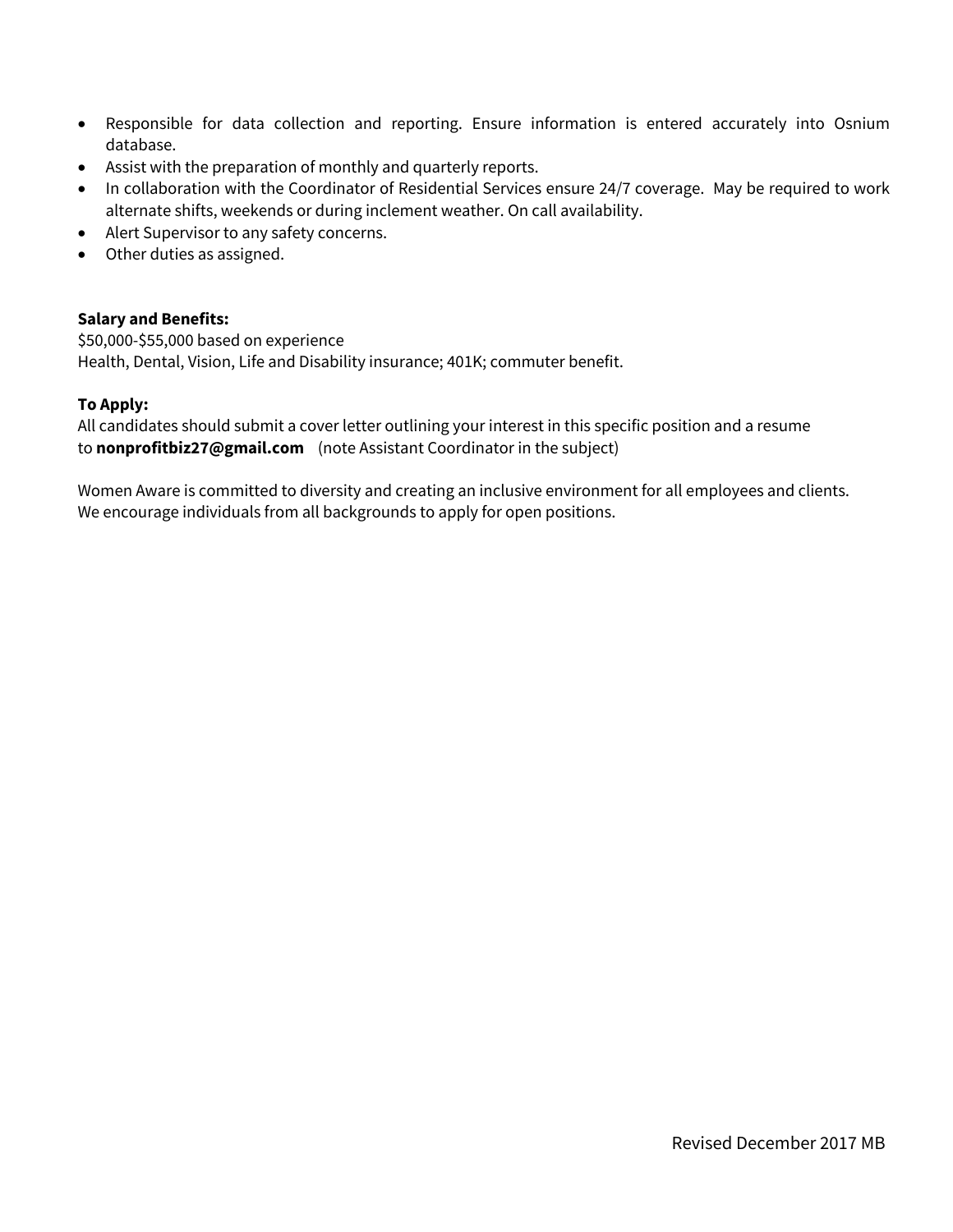- Responsible for data collection and reporting. Ensure information is entered accurately into Osnium database.
- Assist with the preparation of monthly and quarterly reports.
- In collaboration with the Coordinator of Residential Services ensure 24/7 coverage. May be required to work alternate shifts, weekends or during inclement weather. On call availability.
- Alert Supervisor to any safety concerns.
- Other duties as assigned.

**Salary and Benefits:**
$50,000-$55,000 based on experience
Health, Dental, Vision, Life and Disability insurance; 401K; commuter benefit.

**To Apply:**
All candidates should submit a cover letter outlining your interest in this specific position and a resume to **nonprofitbiz27@gmail.com** (note Assistant Coordinator in the subject)

Women Aware is committed to diversity and creating an inclusive environment for all employees and clients. We encourage individuals from all backgrounds to apply for open positions.

Revised December 2017 MB